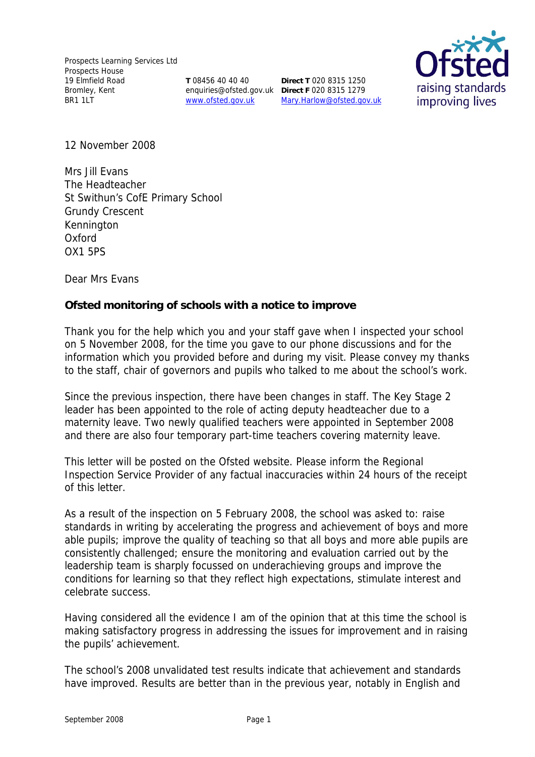Prospects Learning Services Ltd
Prospects House
19 Elmfield Road
Bromley, Kent
BR1 1LT

**T** 08456 40 40 40
enquiries@ofsted.gov.uk
www.ofsted.gov.uk

**Direct T** 020 8315 1250
**Direct F** 020 8315 1279
Mary.Harlow@ofsted.gov.uk

12 November 2008

Mrs Jill Evans
The Headteacher
St Swithun's CofE Primary School
Grundy Crescent
Kennington
Oxford
OX1 5PS

Dear Mrs Evans

**Ofsted monitoring of schools with a notice to improve**

Thank you for the help which you and your staff gave when I inspected your school on 5 November 2008, for the time you gave to our phone discussions and for the information which you provided before and during my visit. Please convey my thanks to the staff, chair of governors and pupils who talked to me about the school's work.

Since the previous inspection, there have been changes in staff. The Key Stage 2 leader has been appointed to the role of acting deputy headteacher due to a maternity leave. Two newly qualified teachers were appointed in September 2008 and there are also four temporary part-time teachers covering maternity leave.

This letter will be posted on the Ofsted website. Please inform the Regional Inspection Service Provider of any factual inaccuracies within 24 hours of the receipt of this letter.

As a result of the inspection on 5 February 2008, the school was asked to: raise standards in writing by accelerating the progress and achievement of boys and more able pupils; improve the quality of teaching so that all boys and more able pupils are consistently challenged; ensure the monitoring and evaluation carried out by the leadership team is sharply focussed on underachieving groups and improve the conditions for learning so that they reflect high expectations, stimulate interest and celebrate success.

Having considered all the evidence I am of the opinion that at this time the school is making satisfactory progress in addressing the issues for improvement and in raising the pupils' achievement.

The school's 2008 unvalidated test results indicate that achievement and standards have improved. Results are better than in the previous year, notably in English and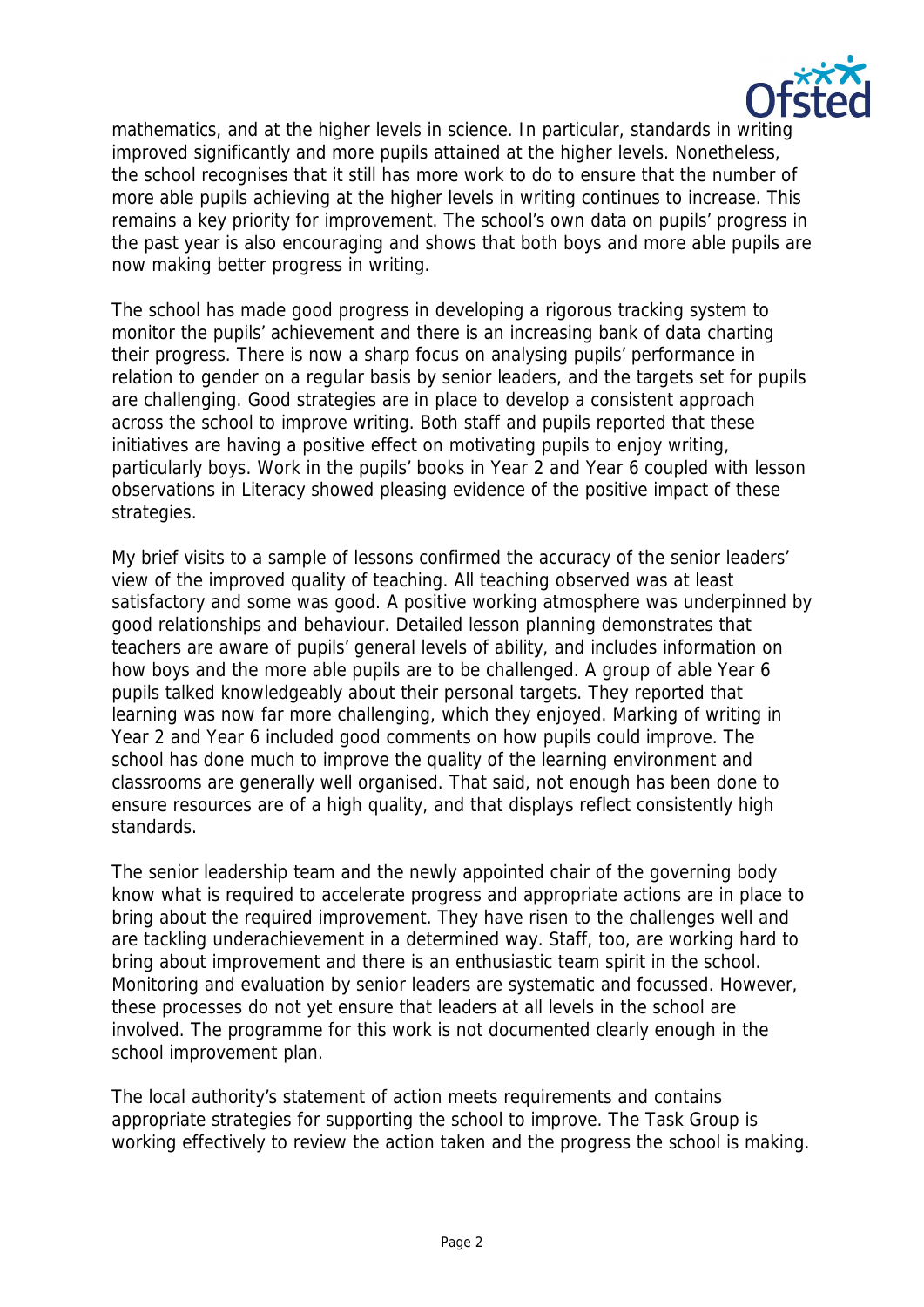mathematics, and at the higher levels in science. In particular, standards in writing improved significantly and more pupils attained at the higher levels. Nonetheless, the school recognises that it still has more work to do to ensure that the number of more able pupils achieving at the higher levels in writing continues to increase. This remains a key priority for improvement. The school's own data on pupils' progress in the past year is also encouraging and shows that both boys and more able pupils are now making better progress in writing.

The school has made good progress in developing a rigorous tracking system to monitor the pupils' achievement and there is an increasing bank of data charting their progress. There is now a sharp focus on analysing pupils' performance in relation to gender on a regular basis by senior leaders, and the targets set for pupils are challenging. Good strategies are in place to develop a consistent approach across the school to improve writing. Both staff and pupils reported that these initiatives are having a positive effect on motivating pupils to enjoy writing, particularly boys. Work in the pupils' books in Year 2 and Year 6 coupled with lesson observations in Literacy showed pleasing evidence of the positive impact of these strategies.

My brief visits to a sample of lessons confirmed the accuracy of the senior leaders' view of the improved quality of teaching. All teaching observed was at least satisfactory and some was good. A positive working atmosphere was underpinned by good relationships and behaviour. Detailed lesson planning demonstrates that teachers are aware of pupils' general levels of ability, and includes information on how boys and the more able pupils are to be challenged. A group of able Year 6 pupils talked knowledgeably about their personal targets. They reported that learning was now far more challenging, which they enjoyed. Marking of writing in Year 2 and Year 6 included good comments on how pupils could improve. The school has done much to improve the quality of the learning environment and classrooms are generally well organised. That said, not enough has been done to ensure resources are of a high quality, and that displays reflect consistently high standards.

The senior leadership team and the newly appointed chair of the governing body know what is required to accelerate progress and appropriate actions are in place to bring about the required improvement. They have risen to the challenges well and are tackling underachievement in a determined way. Staff, too, are working hard to bring about improvement and there is an enthusiastic team spirit in the school. Monitoring and evaluation by senior leaders are systematic and focussed. However, these processes do not yet ensure that leaders at all levels in the school are involved. The programme for this work is not documented clearly enough in the school improvement plan.

The local authority's statement of action meets requirements and contains appropriate strategies for supporting the school to improve. The Task Group is working effectively to review the action taken and the progress the school is making.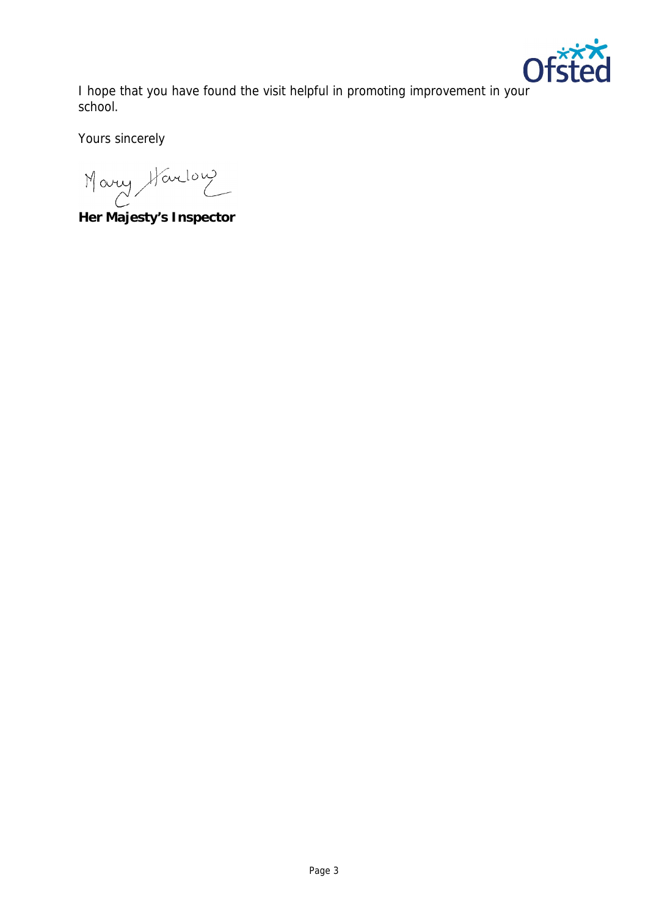I hope that you have found the visit helpful in promoting improvement in your school.

Yours sincerely

Mary Harlow

**Her Majesty's Inspector**